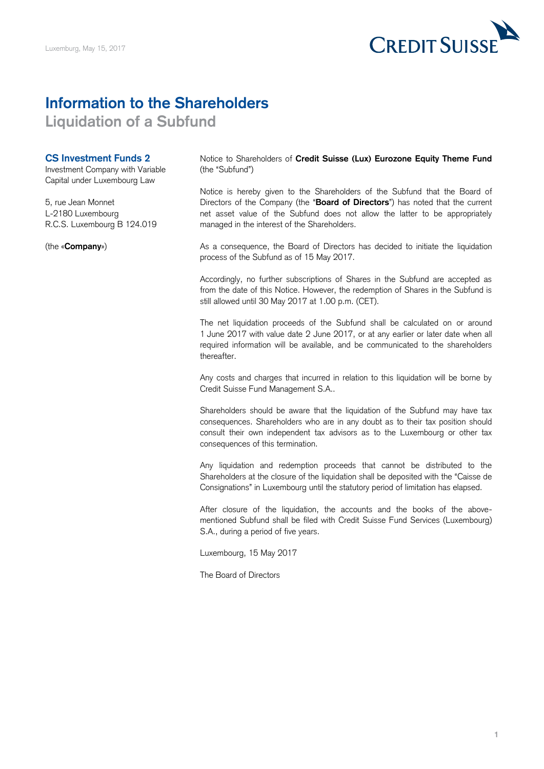Luxemburg, May 15, 2017

# Information to the Shareholders

## Liquidation of a Subfund

**CS Investment Funds 2**
Investment Company with Variable Capital under Luxembourg Law

5, rue Jean Monnet
L-2180 Luxembourg
R.C.S. Luxembourg B 124.019

(the «**Company**»)

Notice to Shareholders of **Credit Suisse (Lux) Eurozone Equity Theme Fund** (the "Subfund")

Notice is hereby given to the Shareholders of the Subfund that the Board of Directors of the Company (the "**Board of Directors**") has noted that the current net asset value of the Subfund does not allow the latter to be appropriately managed in the interest of the Shareholders.

As a consequence, the Board of Directors has decided to initiate the liquidation process of the Subfund as of 15 May 2017.

Accordingly, no further subscriptions of Shares in the Subfund are accepted as from the date of this Notice. However, the redemption of Shares in the Subfund is still allowed until 30 May 2017 at 1.00 p.m. (CET).

The net liquidation proceeds of the Subfund shall be calculated on or around 1 June 2017 with value date 2 June 2017, or at any earlier or later date when all required information will be available, and be communicated to the shareholders thereafter.

Any costs and charges that incurred in relation to this liquidation will be borne by Credit Suisse Fund Management S.A..

Shareholders should be aware that the liquidation of the Subfund may have tax consequences. Shareholders who are in any doubt as to their tax position should consult their own independent tax advisors as to the Luxembourg or other tax consequences of this termination.

Any liquidation and redemption proceeds that cannot be distributed to the Shareholders at the closure of the liquidation shall be deposited with the "Caisse de Consignations" in Luxembourg until the statutory period of limitation has elapsed.

After closure of the liquidation, the accounts and the books of the above-mentioned Subfund shall be filed with Credit Suisse Fund Services (Luxembourg) S.A., during a period of five years.

Luxembourg, 15 May 2017

The Board of Directors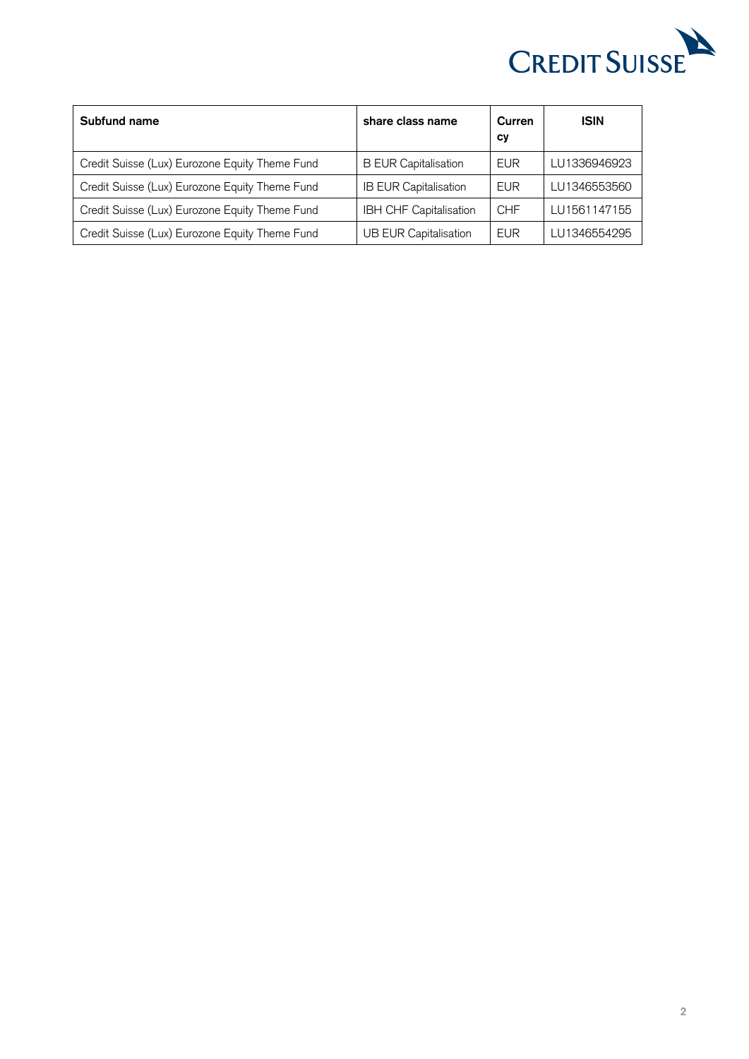| Subfund name | share class name | Currency | ISIN |
| --- | --- | --- | --- |
| Credit Suisse (Lux) Eurozone Equity Theme Fund | B EUR Capitalisation | EUR | LU1336946923 |
| Credit Suisse (Lux) Eurozone Equity Theme Fund | IB EUR Capitalisation | EUR | LU1346553560 |
| Credit Suisse (Lux) Eurozone Equity Theme Fund | IBH CHF Capitalisation | CHF | LU1561147155 |
| Credit Suisse (Lux) Eurozone Equity Theme Fund | UB EUR Capitalisation | EUR | LU1346554295 |